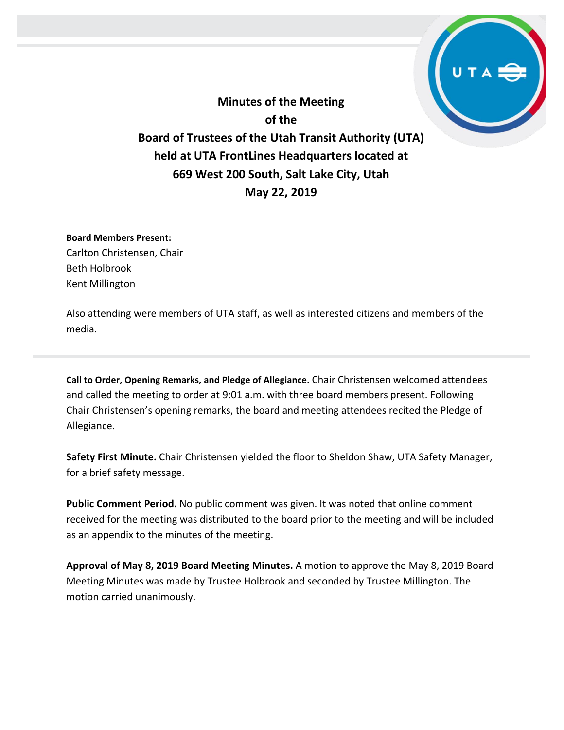# Minutes of the Meeting of the Board of Trustees of the Utah Transit Authority (UTA) held at UTA FrontLines Headquarters located at 669 West 200 South, Salt Lake City, Utah May 22, 2019

**Board Members Present:**
Carlton Christensen, Chair
Beth Holbrook
Kent Millington

Also attending were members of UTA staff, as well as interested citizens and members of the media.

---

**Call to Order, Opening Remarks, and Pledge of Allegiance.** Chair Christensen welcomed attendees and called the meeting to order at 9:01 a.m. with three board members present. Following Chair Christensen's opening remarks, the board and meeting attendees recited the Pledge of Allegiance.

**Safety First Minute.** Chair Christensen yielded the floor to Sheldon Shaw, UTA Safety Manager, for a brief safety message.

**Public Comment Period.** No public comment was given. It was noted that online comment received for the meeting was distributed to the board prior to the meeting and will be included as an appendix to the minutes of the meeting.

**Approval of May 8, 2019 Board Meeting Minutes.** A motion to approve the May 8, 2019 Board Meeting Minutes was made by Trustee Holbrook and seconded by Trustee Millington. The motion carried unanimously.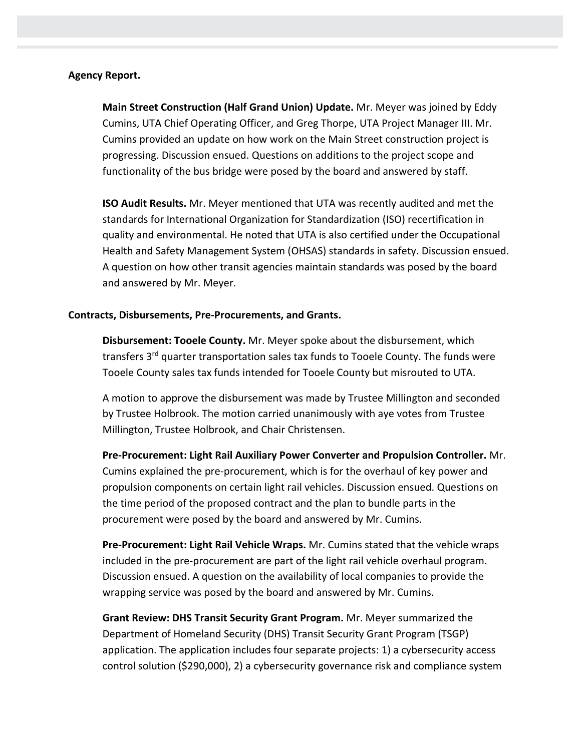**Agency Report.**

**Main Street Construction (Half Grand Union) Update.** Mr. Meyer was joined by Eddy Cumins, UTA Chief Operating Officer, and Greg Thorpe, UTA Project Manager III. Mr. Cumins provided an update on how work on the Main Street construction project is progressing. Discussion ensued. Questions on additions to the project scope and functionality of the bus bridge were posed by the board and answered by staff.

**ISO Audit Results.** Mr. Meyer mentioned that UTA was recently audited and met the standards for International Organization for Standardization (ISO) recertification in quality and environmental. He noted that UTA is also certified under the Occupational Health and Safety Management System (OHSAS) standards in safety. Discussion ensued. A question on how other transit agencies maintain standards was posed by the board and answered by Mr. Meyer.

**Contracts, Disbursements, Pre-Procurements, and Grants.**

**Disbursement: Tooele County.** Mr. Meyer spoke about the disbursement, which transfers 3rd quarter transportation sales tax funds to Tooele County. The funds were Tooele County sales tax funds intended for Tooele County but misrouted to UTA.

A motion to approve the disbursement was made by Trustee Millington and seconded by Trustee Holbrook. The motion carried unanimously with aye votes from Trustee Millington, Trustee Holbrook, and Chair Christensen.

**Pre-Procurement: Light Rail Auxiliary Power Converter and Propulsion Controller.** Mr. Cumins explained the pre-procurement, which is for the overhaul of key power and propulsion components on certain light rail vehicles. Discussion ensued. Questions on the time period of the proposed contract and the plan to bundle parts in the procurement were posed by the board and answered by Mr. Cumins.

**Pre-Procurement: Light Rail Vehicle Wraps.** Mr. Cumins stated that the vehicle wraps included in the pre-procurement are part of the light rail vehicle overhaul program. Discussion ensued. A question on the availability of local companies to provide the wrapping service was posed by the board and answered by Mr. Cumins.

**Grant Review: DHS Transit Security Grant Program.** Mr. Meyer summarized the Department of Homeland Security (DHS) Transit Security Grant Program (TSGP) application. The application includes four separate projects: 1) a cybersecurity access control solution ($290,000), 2) a cybersecurity governance risk and compliance system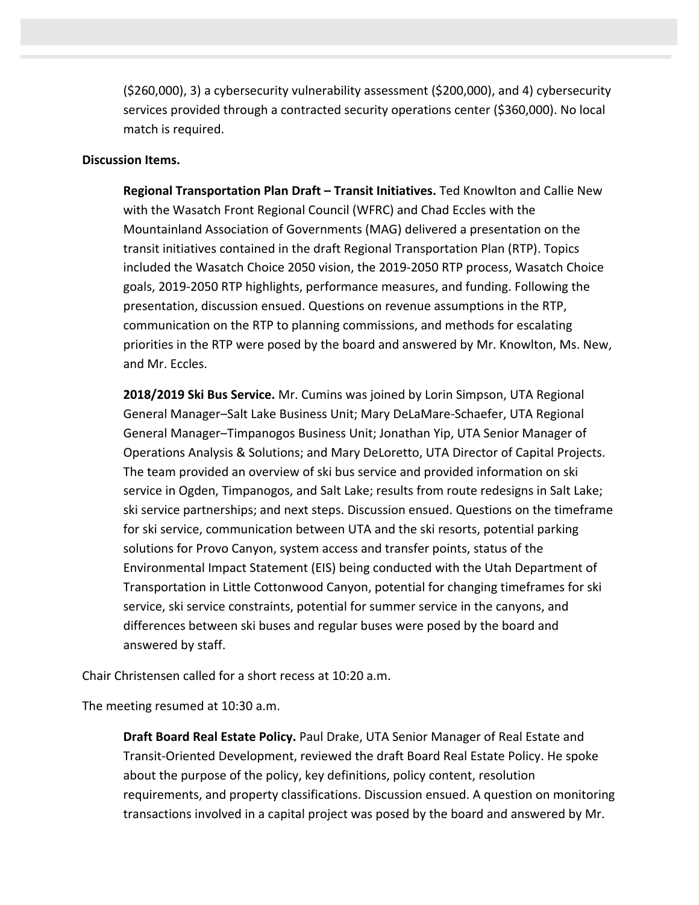($260,000), 3) a cybersecurity vulnerability assessment ($200,000), and 4) cybersecurity services provided through a contracted security operations center ($360,000). No local match is required.

**Discussion Items.**

**Regional Transportation Plan Draft – Transit Initiatives.** Ted Knowlton and Callie New with the Wasatch Front Regional Council (WFRC) and Chad Eccles with the Mountainland Association of Governments (MAG) delivered a presentation on the transit initiatives contained in the draft Regional Transportation Plan (RTP). Topics included the Wasatch Choice 2050 vision, the 2019-2050 RTP process, Wasatch Choice goals, 2019-2050 RTP highlights, performance measures, and funding. Following the presentation, discussion ensued. Questions on revenue assumptions in the RTP, communication on the RTP to planning commissions, and methods for escalating priorities in the RTP were posed by the board and answered by Mr. Knowlton, Ms. New, and Mr. Eccles.

**2018/2019 Ski Bus Service.** Mr. Cumins was joined by Lorin Simpson, UTA Regional General Manager–Salt Lake Business Unit; Mary DeLaMare-Schaefer, UTA Regional General Manager–Timpanogos Business Unit; Jonathan Yip, UTA Senior Manager of Operations Analysis & Solutions; and Mary DeLoretto, UTA Director of Capital Projects. The team provided an overview of ski bus service and provided information on ski service in Ogden, Timpanogos, and Salt Lake; results from route redesigns in Salt Lake; ski service partnerships; and next steps. Discussion ensued. Questions on the timeframe for ski service, communication between UTA and the ski resorts, potential parking solutions for Provo Canyon, system access and transfer points, status of the Environmental Impact Statement (EIS) being conducted with the Utah Department of Transportation in Little Cottonwood Canyon, potential for changing timeframes for ski service, ski service constraints, potential for summer service in the canyons, and differences between ski buses and regular buses were posed by the board and answered by staff.

Chair Christensen called for a short recess at 10:20 a.m.

The meeting resumed at 10:30 a.m.

**Draft Board Real Estate Policy.** Paul Drake, UTA Senior Manager of Real Estate and Transit-Oriented Development, reviewed the draft Board Real Estate Policy. He spoke about the purpose of the policy, key definitions, policy content, resolution requirements, and property classifications. Discussion ensued. A question on monitoring transactions involved in a capital project was posed by the board and answered by Mr.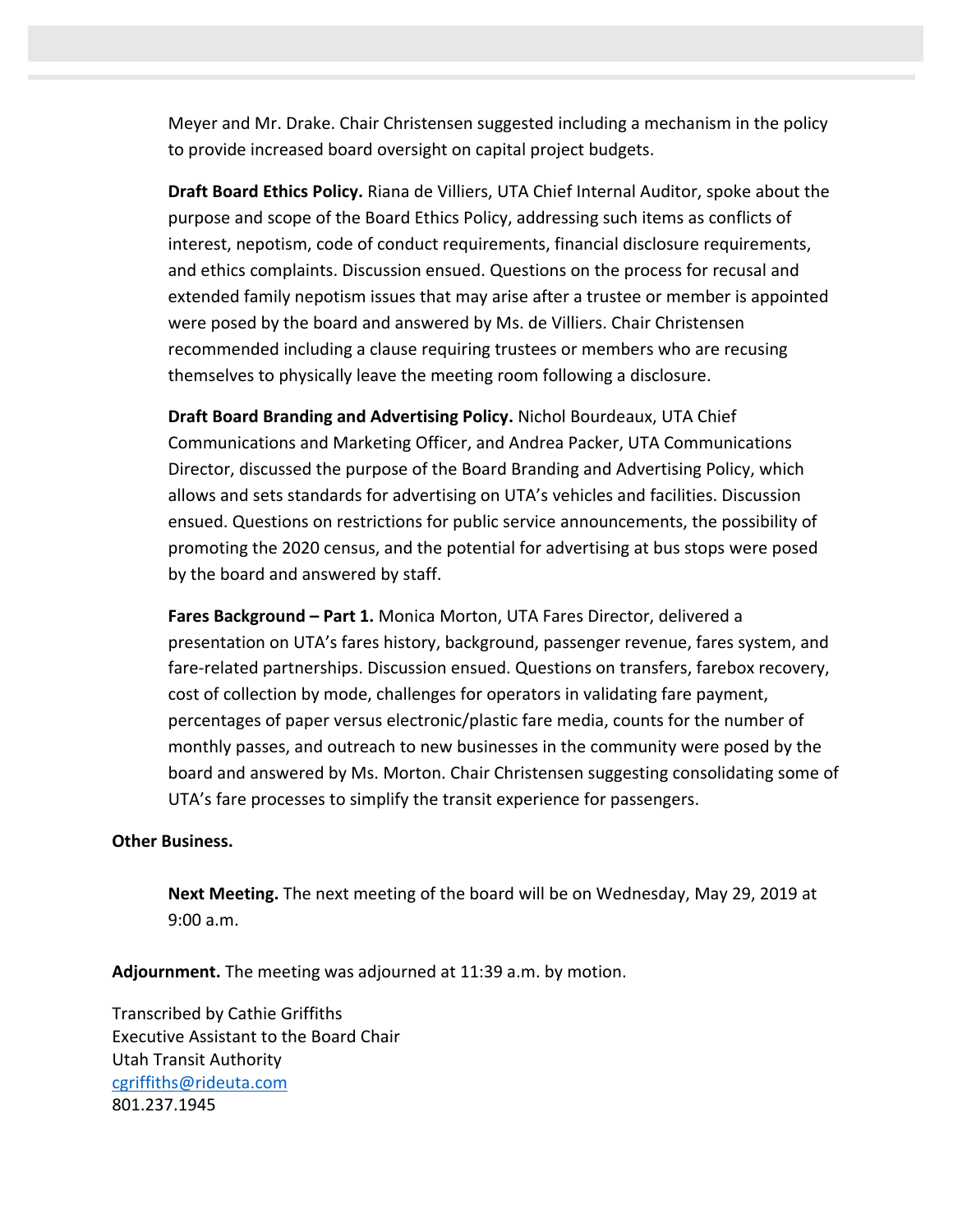Meyer and Mr. Drake. Chair Christensen suggested including a mechanism in the policy to provide increased board oversight on capital project budgets.

**Draft Board Ethics Policy.** Riana de Villiers, UTA Chief Internal Auditor, spoke about the purpose and scope of the Board Ethics Policy, addressing such items as conflicts of interest, nepotism, code of conduct requirements, financial disclosure requirements, and ethics complaints. Discussion ensued. Questions on the process for recusal and extended family nepotism issues that may arise after a trustee or member is appointed were posed by the board and answered by Ms. de Villiers. Chair Christensen recommended including a clause requiring trustees or members who are recusing themselves to physically leave the meeting room following a disclosure.

**Draft Board Branding and Advertising Policy.** Nichol Bourdeaux, UTA Chief Communications and Marketing Officer, and Andrea Packer, UTA Communications Director, discussed the purpose of the Board Branding and Advertising Policy, which allows and sets standards for advertising on UTA's vehicles and facilities. Discussion ensued. Questions on restrictions for public service announcements, the possibility of promoting the 2020 census, and the potential for advertising at bus stops were posed by the board and answered by staff.

**Fares Background – Part 1.** Monica Morton, UTA Fares Director, delivered a presentation on UTA's fares history, background, passenger revenue, fares system, and fare-related partnerships. Discussion ensued. Questions on transfers, farebox recovery, cost of collection by mode, challenges for operators in validating fare payment, percentages of paper versus electronic/plastic fare media, counts for the number of monthly passes, and outreach to new businesses in the community were posed by the board and answered by Ms. Morton. Chair Christensen suggesting consolidating some of UTA's fare processes to simplify the transit experience for passengers.

**Other Business.**

**Next Meeting.** The next meeting of the board will be on Wednesday, May 29, 2019 at 9:00 a.m.

**Adjournment.** The meeting was adjourned at 11:39 a.m. by motion.

Transcribed by Cathie Griffiths
Executive Assistant to the Board Chair
Utah Transit Authority
cgriffiths@rideuta.com
801.237.1945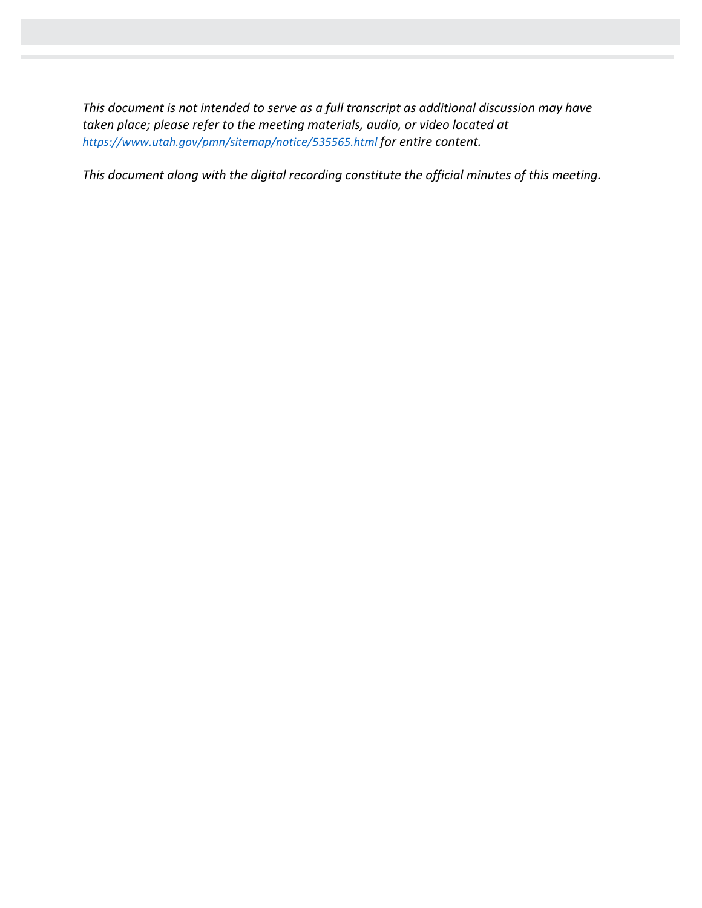*This document is not intended to serve as a full transcript as additional discussion may have taken place; please refer to the meeting materials, audio, or video located at [https://www.utah.gov/pmn/sitemap/notice/535565.html](https://www.utah.gov/pmn/sitemap/notice/535565.html) for entire content.*

*This document along with the digital recording constitute the official minutes of this meeting.*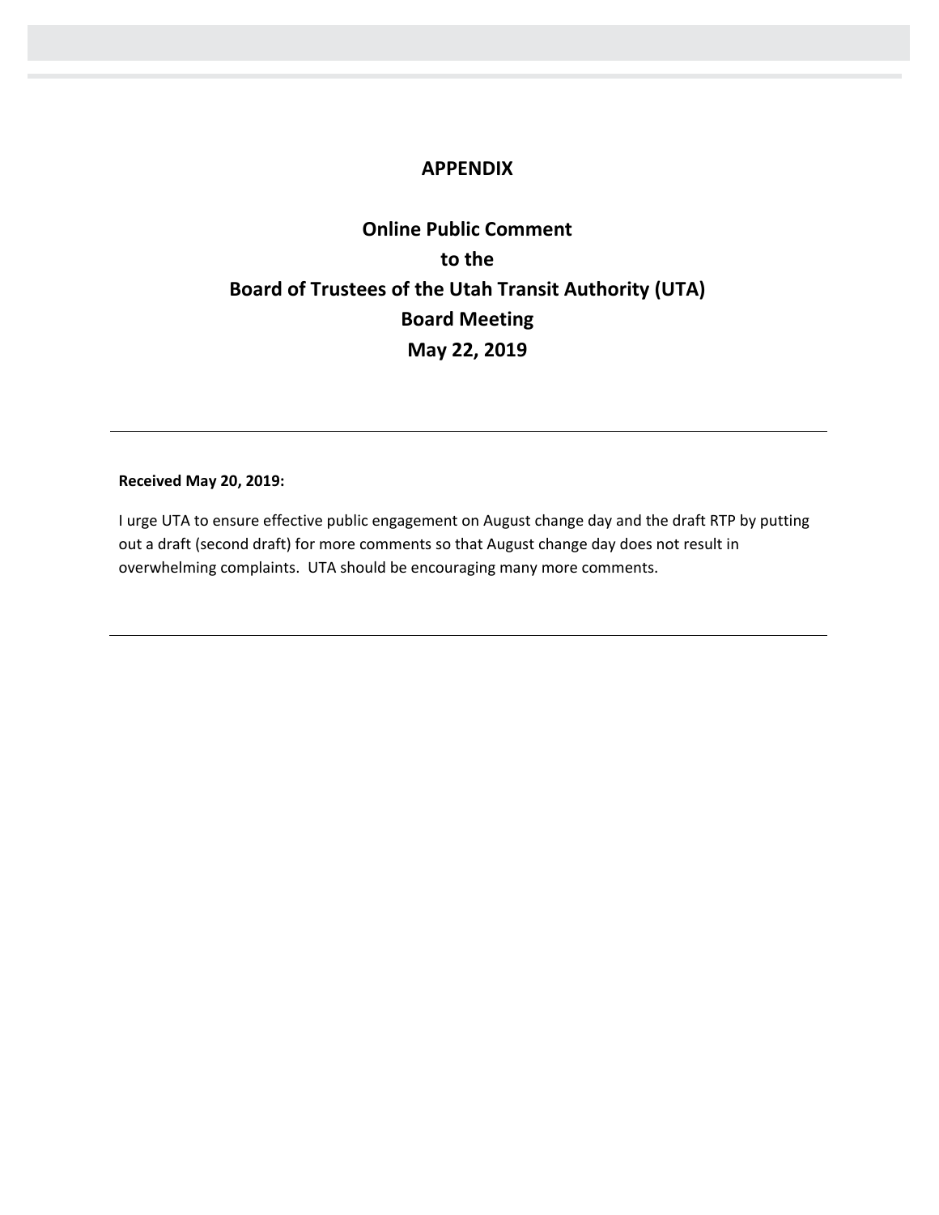# APPENDIX

## Online Public Comment
## to the
## Board of Trustees of the Utah Transit Authority (UTA)
## Board Meeting
## May 22, 2019

---

**Received May 20, 2019:**

I urge UTA to ensure effective public engagement on August change day and the draft RTP by putting out a draft (second draft) for more comments so that August change day does not result in overwhelming complaints. UTA should be encouraging many more comments.

---